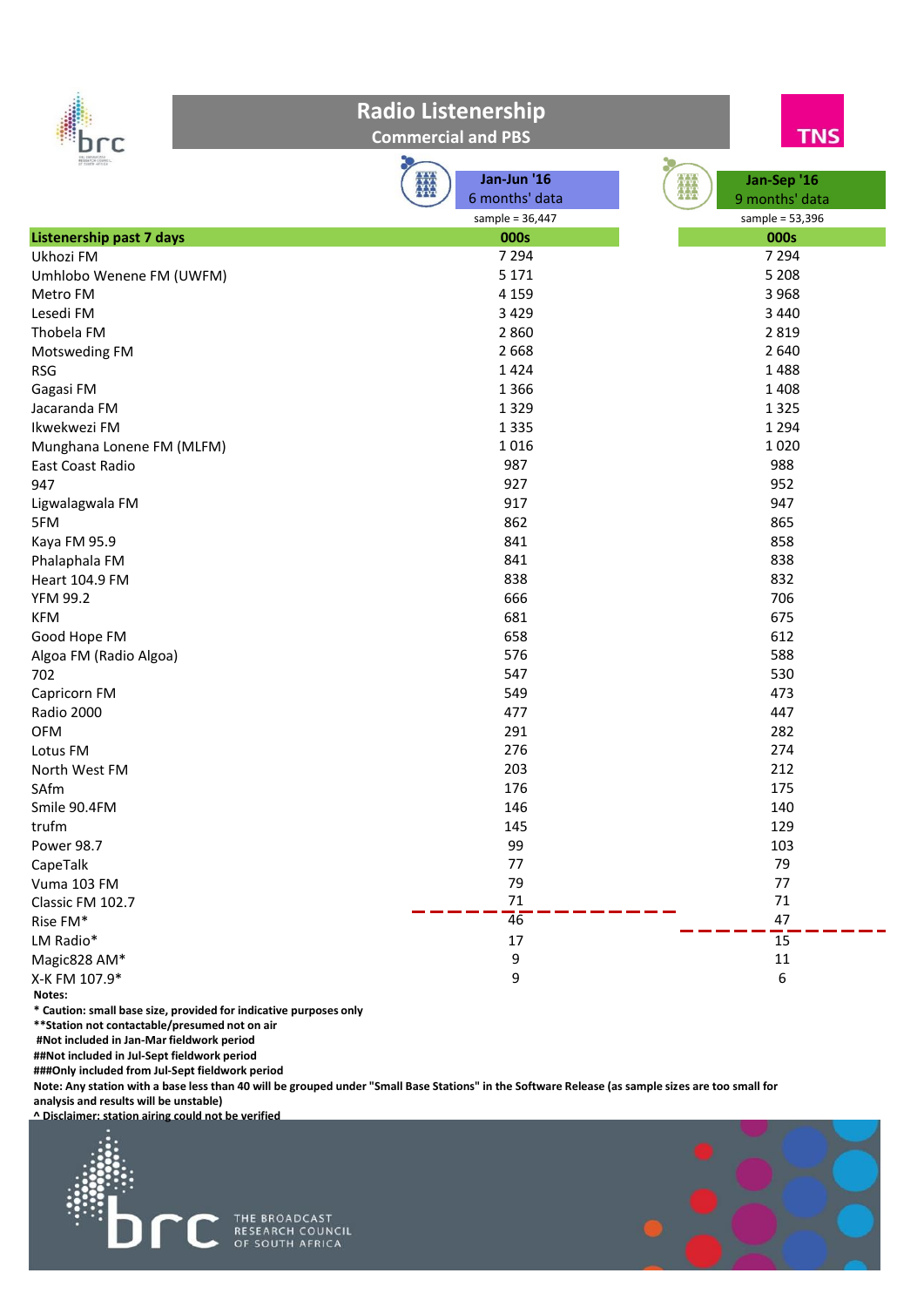# Radio Listenership

## Commercial and PBS

| Listenership past 7 days | Jan-Jun '16 6 months' data (sample = 36,447) 000s | Jan-Sep '16 9 months' data (sample = 53,396) 000s |
|---|---|---|
| Ukhozi FM | 7 294 | 7 294 |
| Umhlobo Wenene FM (UWFM) | 5 171 | 5 208 |
| Metro FM | 4 159 | 3 968 |
| Lesedi FM | 3 429 | 3 440 |
| Thobela FM | 2 860 | 2 819 |
| Motsweding FM | 2 668 | 2 640 |
| RSG | 1 424 | 1 488 |
| Gagasi FM | 1 366 | 1 408 |
| Jacaranda FM | 1 329 | 1 325 |
| Ikwekwezi FM | 1 335 | 1 294 |
| Munghana Lonene FM (MLFM) | 1 016 | 1 020 |
| East Coast Radio | 987 | 988 |
| 947 | 927 | 952 |
| Ligwalagwala FM | 917 | 947 |
| 5FM | 862 | 865 |
| Kaya FM 95.9 | 841 | 858 |
| Phalaphala FM | 841 | 838 |
| Heart 104.9 FM | 838 | 832 |
| YFM 99.2 | 666 | 706 |
| KFM | 681 | 675 |
| Good Hope FM | 658 | 612 |
| Algoa FM (Radio Algoa) | 576 | 588 |
| 702 | 547 | 530 |
| Capricorn FM | 549 | 473 |
| Radio 2000 | 477 | 447 |
| OFM | 291 | 282 |
| Lotus FM | 276 | 274 |
| North West FM | 203 | 212 |
| SAfm | 176 | 175 |
| Smile 90.4FM | 146 | 140 |
| trufm | 145 | 129 |
| Power 98.7 | 99 | 103 |
| CapeTalk | 77 | 79 |
| Vuma 103 FM | 79 | 77 |
| Classic FM 102.7 | 71 | 71 |
| Rise FM* | 46 | 47 |
| LM Radio* | 17 | 15 |
| Magic828 AM* | 9 | 11 |
| X-K FM 107.9* | 9 | 6 |

**Notes:**

**\* Caution: small base size, provided for indicative purposes only**

**\*\*Station not contactable/presumed not on air**

**#Not included in Jan-Mar fieldwork period**

**##Not included in Jul-Sept fieldwork period**

**###Only included from Jul-Sept fieldwork period**

**Note: Any station with a base less than 40 will be grouped under "Small Base Stations" in the Software Release (as sample sizes are too small for analysis and results will be unstable)**

**^ Disclaimer: station airing could not be verified**

THE BROADCAST RESEARCH COUNCIL OF SOUTH AFRICA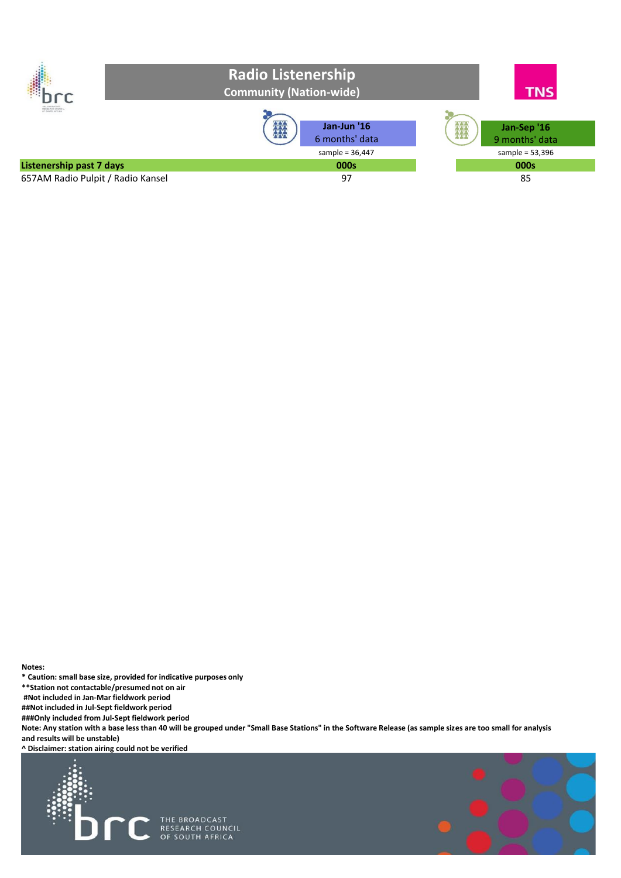# Radio Listenership

## Community (Nation-wide)

| | Jan-Jun '16 6 months' data | Jan-Sep '16 9 months' data |
|---|---|---|
| | sample = 36,447 | sample = 53,396 |
| **Listenership past 7 days** | **000s** | **000s** |
| 657AM Radio Pulpit / Radio Kansel | 97 | 85 |

**Notes:**

**\* Caution: small base size, provided for indicative purposes only**

**\*\*Station not contactable/presumed not on air**

**#Not included in Jan-Mar fieldwork period**

**##Not included in Jul-Sept fieldwork period**

**###Only included from Jul-Sept fieldwork period**

**Note: Any station with a base less than 40 will be grouped under "Small Base Stations" in the Software Release (as sample sizes are too small for analysis and results will be unstable)**

**^ Disclaimer: station airing could not be verified**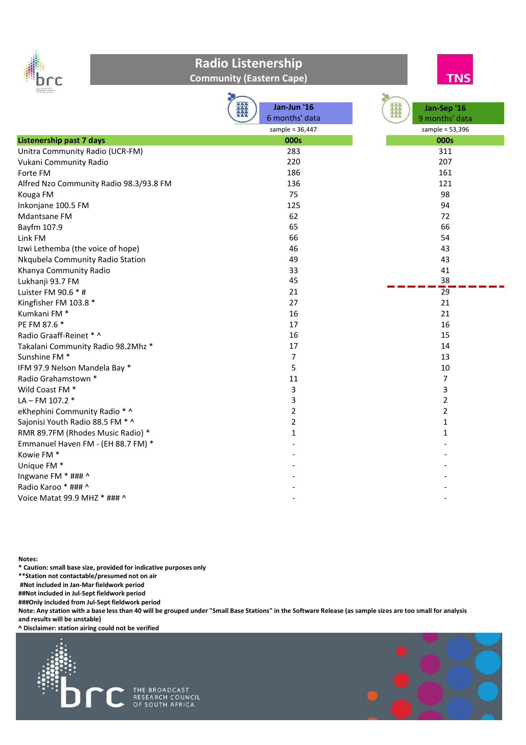# Radio Listenership

## Community (Eastern Cape)

| Listenership past 7 days | Jan-Jun '16 6 months' data (sample = 36,447) 000s | Jan-Sep '16 9 months' data (sample = 53,396) 000s |
|---|---|---|
| Unitra Community Radio (UCR-FM) | 283 | 311 |
| Vukani Community Radio | 220 | 207 |
| Forte FM | 186 | 161 |
| Alfred Nzo Community Radio 98.3/93.8 FM | 136 | 121 |
| Kouga FM | 75 | 98 |
| Inkonjane 100.5 FM | 125 | 94 |
| Mdantsane FM | 62 | 72 |
| Bayfm 107.9 | 65 | 66 |
| Link FM | 66 | 54 |
| Izwi Lethemba (the voice of hope) | 46 | 43 |
| Nkqubela Community Radio Station | 49 | 43 |
| Khanya Community Radio | 33 | 41 |
| Lukhanji 93.7 FM | 45 | 38 |
| Luister FM 90.6 * # | 21 | 29 |
| Kingfisher FM 103.8 * | 27 | 21 |
| Kumkani FM * | 16 | 21 |
| PE FM 87.6 * | 17 | 16 |
| Radio Graaff-Reinet * ^ | 16 | 15 |
| Takalani Community Radio 98.2Mhz * | 17 | 14 |
| Sunshine FM * | 7 | 13 |
| IFM 97.9 Nelson Mandela Bay * | 5 | 10 |
| Radio Grahamstown * | 11 | 7 |
| Wild Coast FM * | 3 | 3 |
| LA – FM 107.2 * | 3 | 2 |
| eKhephini Community Radio * ^ | 2 | 2 |
| Sajonisi Youth Radio 88.5 FM * ^ | 2 | 1 |
| RMR 89.7FM (Rhodes Music Radio) * | 1 | 1 |
| Emmanuel Haven FM - (EH 88.7 FM) * | - | - |
| Kowie FM * | - | - |
| Unique FM * | - | - |
| Ingwane FM * ### ^ | - | - |
| Radio Karoo * ### ^ | - | - |
| Voice Matat 99.9 MHZ * ### ^ | - | - |

**Notes:**

**\* Caution: small base size, provided for indicative purposes only**

**\*\*Station not contactable/presumed not on air**

**#Not included in Jan-Mar fieldwork period**

**##Not included in Jul-Sept fieldwork period**

**###Only included from Jul-Sept fieldwork period**

**Note: Any station with a base less than 40 will be grouped under "Small Base Stations" in the Software Release (as sample sizes are too small for analysis and results will be unstable)**

**^ Disclaimer: station airing could not be verified**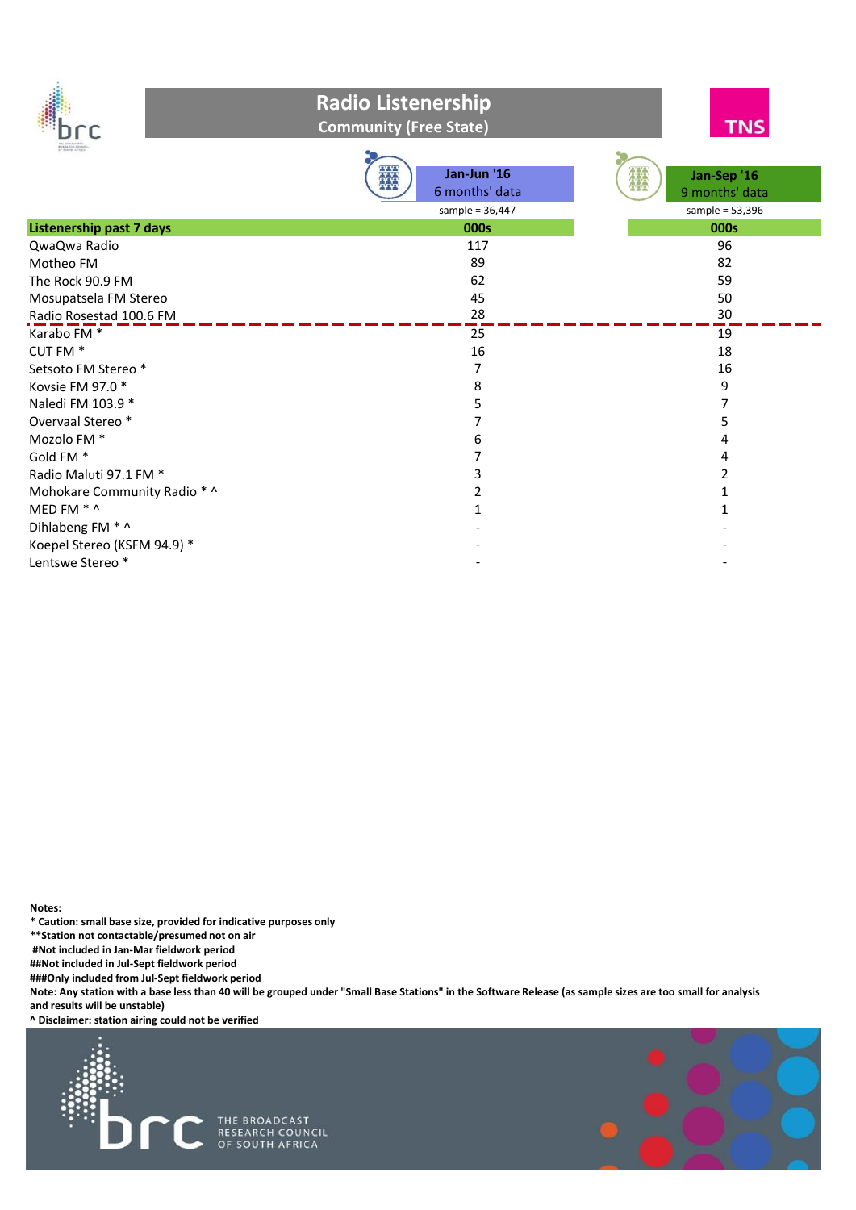# Radio Listenership

## Community (Free State)

| Listenership past 7 days | Jan-Jun '16 6 months' data sample = 36,447 000s | Jan-Sep '16 9 months' data sample = 53,396 000s |
|---|---|---|
| QwaQwa Radio | 117 | 96 |
| Motheo FM | 89 | 82 |
| The Rock 90.9 FM | 62 | 59 |
| Mosupatsela FM Stereo | 45 | 50 |
| Radio Rosestad 100.6 FM | 28 | 30 |
| Karabo FM * | 25 | 19 |
| CUT FM * | 16 | 18 |
| Setsoto FM Stereo * | 7 | 16 |
| Kovsie FM 97.0 * | 8 | 9 |
| Naledi FM 103.9 * | 5 | 7 |
| Overvaal Stereo * | 7 | 5 |
| Mozolo FM * | 6 | 4 |
| Gold FM * | 7 | 4 |
| Radio Maluti 97.1 FM * | 3 | 2 |
| Mohokare Community Radio * ^ | 2 | 1 |
| MED FM * ^ | 1 | 1 |
| Dihlabeng FM * ^ | - | - |
| Koepel Stereo (KSFM 94.9) * | - | - |
| Lentswe Stereo * | - | - |

**Notes:**

**\* Caution: small base size, provided for indicative purposes only**

**\*\*Station not contactable/presumed not on air**

**#Not included in Jan-Mar fieldwork period**

**##Not included in Jul-Sept fieldwork period**

**###Only included from Jul-Sept fieldwork period**

**Note: Any station with a base less than 40 will be grouped under "Small Base Stations" in the Software Release (as sample sizes are too small for analysis and results will be unstable)**

**^ Disclaimer: station airing could not be verified**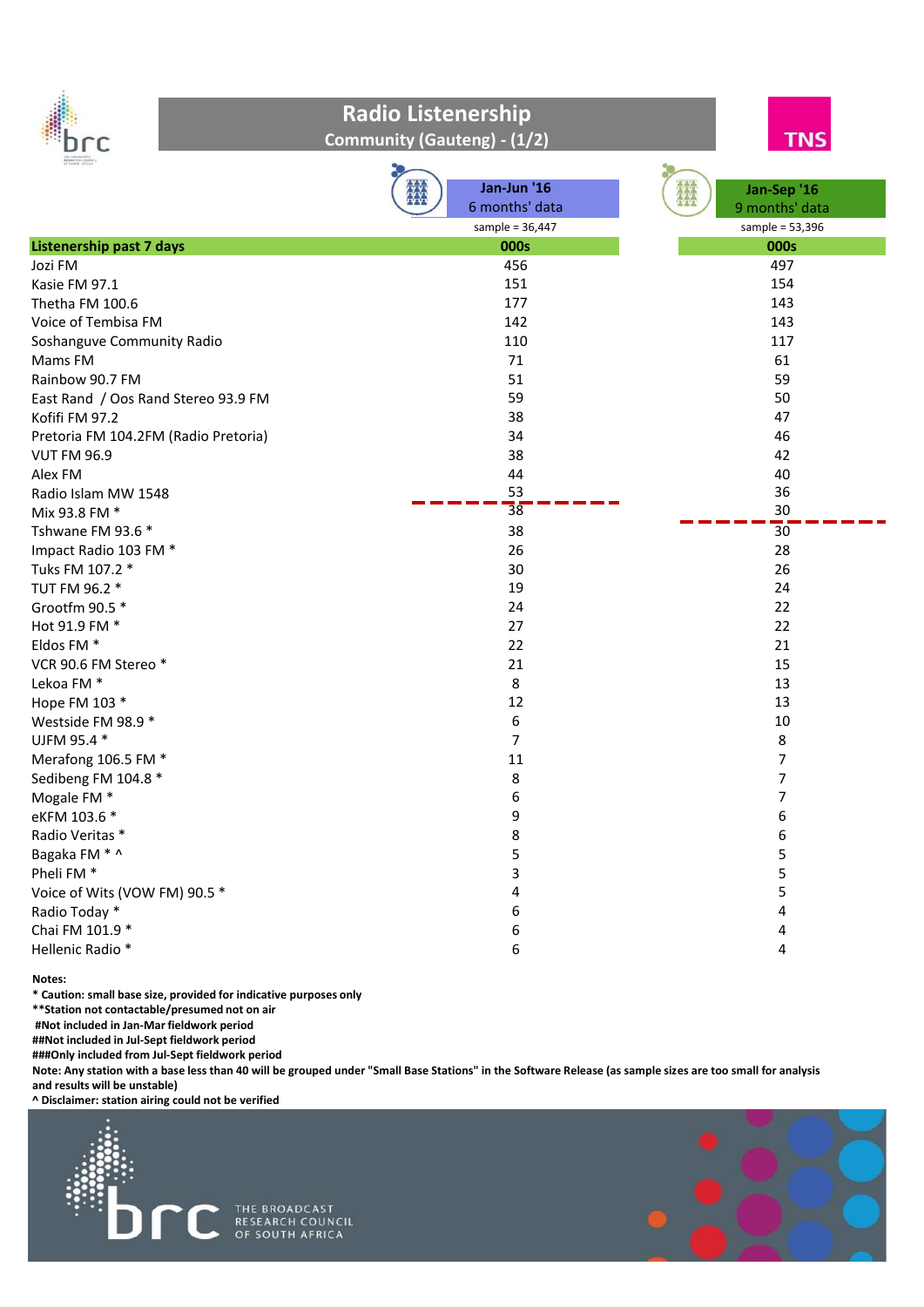# Radio Listenership

## Community (Gauteng) - (1/2)

| Listenership past 7 days | Jan-Jun '16 6 months' data (sample = 36,447) 000s | Jan-Sep '16 9 months' data (sample = 53,396) 000s |
|---|---|---|
| Jozi FM | 456 | 497 |
| Kasie FM 97.1 | 151 | 154 |
| Thetha FM 100.6 | 177 | 143 |
| Voice of Tembisa FM | 142 | 143 |
| Soshanguve Community Radio | 110 | 117 |
| Mams FM | 71 | 61 |
| Rainbow 90.7 FM | 51 | 59 |
| East Rand / Oos Rand Stereo 93.9 FM | 59 | 50 |
| Kofifi FM 97.2 | 38 | 47 |
| Pretoria FM 104.2FM (Radio Pretoria) | 34 | 46 |
| VUT FM 96.9 | 38 | 42 |
| Alex FM | 44 | 40 |
| Radio Islam MW 1548 | 53 | 36 |
| Mix 93.8 FM * | 38 | 30 |
| Tshwane FM 93.6 * | 38 | 30 |
| Impact Radio 103 FM * | 26 | 28 |
| Tuks FM 107.2 * | 30 | 26 |
| TUT FM 96.2 * | 19 | 24 |
| Grootfm 90.5 * | 24 | 22 |
| Hot 91.9 FM * | 27 | 22 |
| Eldos FM * | 22 | 21 |
| VCR 90.6 FM Stereo * | 21 | 15 |
| Lekoa FM * | 8 | 13 |
| Hope FM 103 * | 12 | 13 |
| Westside FM 98.9 * | 6 | 10 |
| UJFM 95.4 * | 7 | 8 |
| Merafong 106.5 FM * | 11 | 7 |
| Sedibeng FM 104.8 * | 8 | 7 |
| Mogale FM * | 6 | 7 |
| eKFM 103.6 * | 9 | 6 |
| Radio Veritas * | 8 | 6 |
| Bagaka FM * ^ | 5 | 5 |
| Pheli FM * | 3 | 5 |
| Voice of Wits (VOW FM) 90.5 * | 4 | 5 |
| Radio Today * | 6 | 4 |
| Chai FM 101.9 * | 6 | 4 |
| Hellenic Radio * | 6 | 4 |

**Notes:**

**\* Caution: small base size, provided for indicative purposes only**

**\*\*Station not contactable/presumed not on air**

**#Not included in Jan-Mar fieldwork period**

**##Not included in Jul-Sept fieldwork period**

**###Only included from Jul-Sept fieldwork period**

**Note: Any station with a base less than 40 will be grouped under "Small Base Stations" in the Software Release (as sample sizes are too small for analysis and results will be unstable)**

**^ Disclaimer: station airing could not be verified**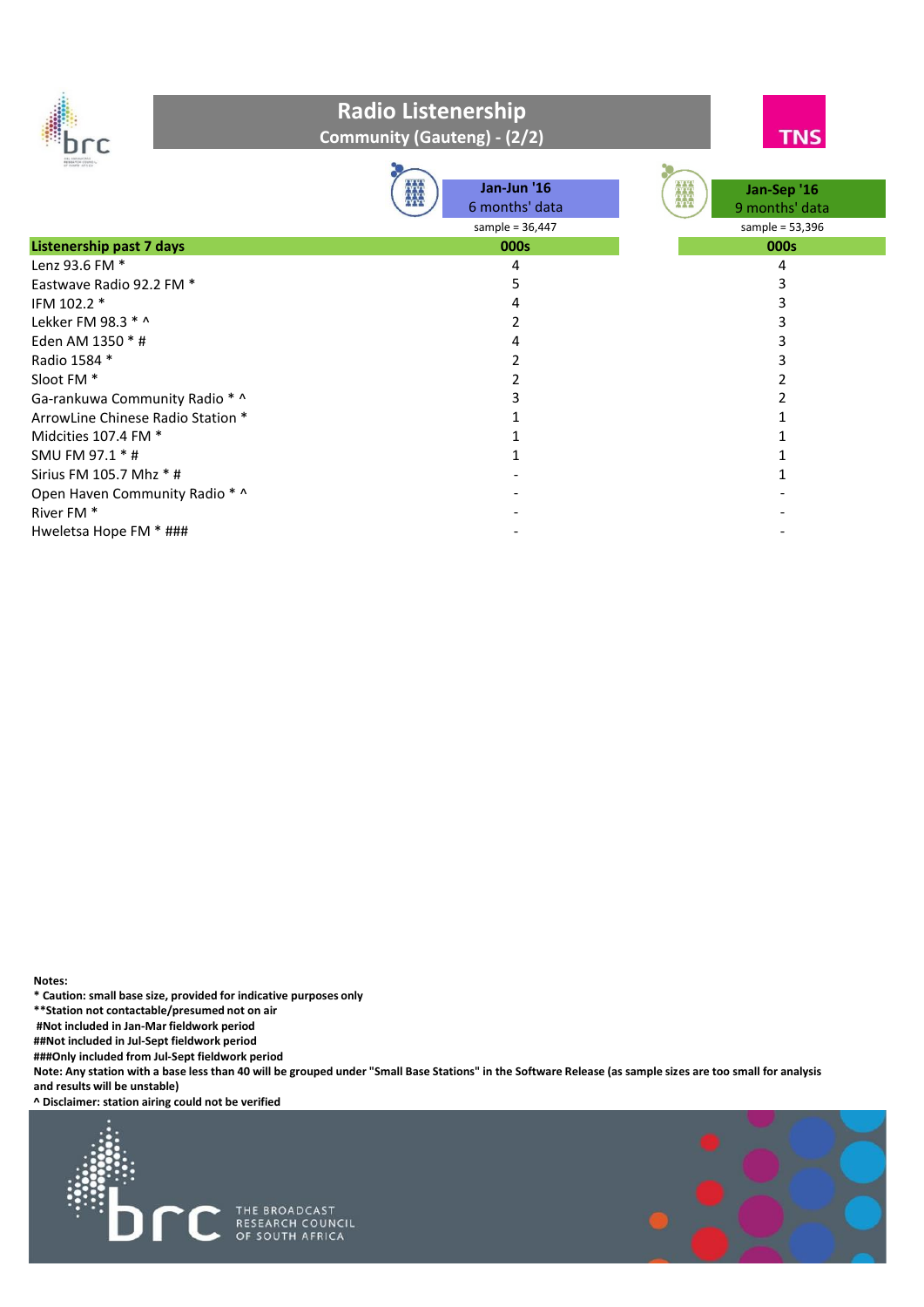# Radio Listenership

## Community (Gauteng) - (2/2)

| Listenership past 7 days | Jan-Jun '16<br>6 months' data<br>sample = 36,447<br>000s | Jan-Sep '16<br>9 months' data<br>sample = 53,396<br>000s |
|---|---|---|
| Lenz 93.6 FM * | 4 | 4 |
| Eastwave Radio 92.2 FM * | 5 | 3 |
| IFM 102.2 * | 4 | 3 |
| Lekker FM 98.3 * ^ | 2 | 3 |
| Eden AM 1350 * # | 4 | 3 |
| Radio 1584 * | 2 | 3 |
| Sloot FM * | 2 | 2 |
| Ga-rankuwa Community Radio * ^ | 3 | 2 |
| ArrowLine Chinese Radio Station * | 1 | 1 |
| Midcities 107.4 FM * | 1 | 1 |
| SMU FM 97.1 * # | 1 | 1 |
| Sirius FM 105.7 Mhz * # | - | 1 |
| Open Haven Community Radio * ^ | - | - |
| River FM * | - | - |
| Hweletsa Hope FM * ### | - | - |

**Notes:**
**\* Caution: small base size, provided for indicative purposes only**
**\*\*Station not contactable/presumed not on air**
**#Not included in Jan-Mar fieldwork period**
**##Not included in Jul-Sept fieldwork period**
**###Only included from Jul-Sept fieldwork period**
**Note: Any station with a base less than 40 will be grouped under "Small Base Stations" in the Software Release (as sample sizes are too small for analysis and results will be unstable)**
**^ Disclaimer: station airing could not be verified**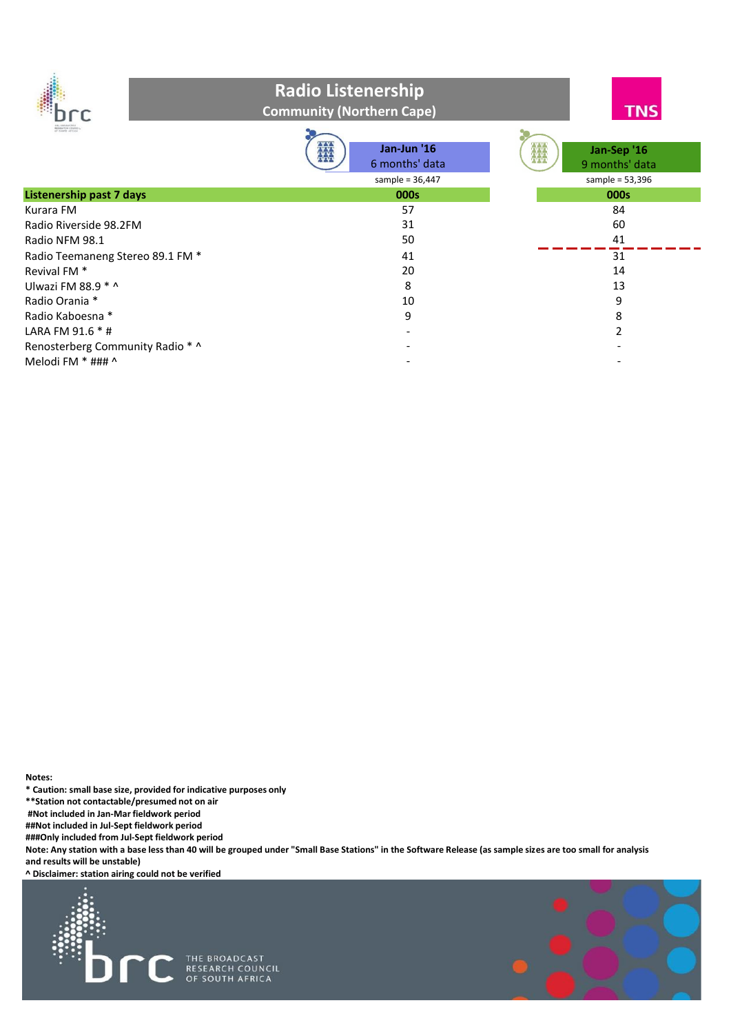# Radio Listenership

## Community (Northern Cape)

| Listenership past 7 days | Jan-Jun '16 6 months' data sample = 36,447 | Jan-Sep '16 9 months' data sample = 53,396 |
|---|---|---|
| | 000s | 000s |
| Kurara FM | 57 | 84 |
| Radio Riverside 98.2FM | 31 | 60 |
| Radio NFM 98.1 | 50 | 41 |
| Radio Teemaneng Stereo 89.1 FM * | 41 | 31 |
| Revival FM * | 20 | 14 |
| Ulwazi FM 88.9 * ^ | 8 | 13 |
| Radio Orania * | 10 | 9 |
| Radio Kaboesna * | 9 | 8 |
| LARA FM 91.6 * # | - | 2 |
| Renosterberg Community Radio * ^ | - | - |
| Melodi FM * ### ^ | - | - |

**Notes:**

**\* Caution: small base size, provided for indicative purposes only**

**\*\*Station not contactable/presumed not on air**

**#Not included in Jan-Mar fieldwork period**

**##Not included in Jul-Sept fieldwork period**

**###Only included from Jul-Sept fieldwork period**

**Note: Any station with a base less than 40 will be grouped under "Small Base Stations" in the Software Release (as sample sizes are too small for analysis and results will be unstable)**

**^ Disclaimer: station airing could not be verified**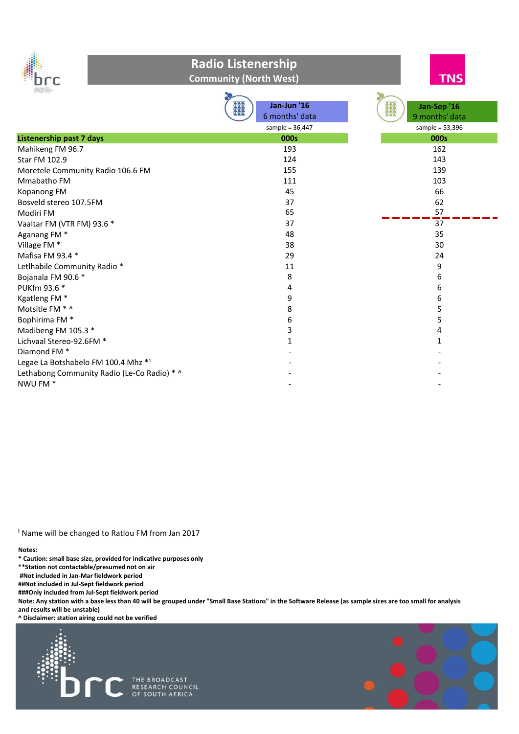# Radio Listenership

## Community (North West)

| Listenership past 7 days | Jan-Jun '16 6 months' data sample = 36,447 000s | Jan-Sep '16 9 months' data sample = 53,396 000s |
|---|---|---|
| Mahikeng FM 96.7 | 193 | 162 |
| Star FM 102.9 | 124 | 143 |
| Moretele Community Radio 106.6 FM | 155 | 139 |
| Mmabatho FM | 111 | 103 |
| Kopanong FM | 45 | 66 |
| Bosveld stereo 107.5FM | 37 | 62 |
| Modiri FM | 65 | 57 |
| Vaaltar FM (VTR FM) 93.6 * | 37 | 37 |
| Aganang FM * | 48 | 35 |
| Village FM * | 38 | 30 |
| Mafisa FM 93.4 * | 29 | 24 |
| Letlhabile Community Radio * | 11 | 9 |
| Bojanala FM 90.6 * | 8 | 6 |
| PUKfm 93.6 * | 4 | 6 |
| Kgatleng FM * | 9 | 6 |
| Motsitle FM * ^ | 8 | 5 |
| Bophirima FM * | 6 | 5 |
| Madibeng FM 105.3 * | 3 | 4 |
| Lichvaal Stereo-92.6FM * | 1 | 1 |
| Diamond FM * | - | - |
| Legae La Botshabelo FM 100.4 Mhz *[1] | - | - |
| Lethabong Community Radio (Le-Co Radio) * ^ | - | - |
| NWU FM * | - | - |

[1] Name will be changed to Ratlou FM from Jan 2017

**Notes:**

**\* Caution: small base size, provided for indicative purposes only**

**\*\*Station not contactable/presumed not on air**

**#Not included in Jan-Mar fieldwork period**

**##Not included in Jul-Sept fieldwork period**

**###Only included from Jul-Sept fieldwork period**

**Note: Any station with a base less than 40 will be grouped under "Small Base Stations" in the Software Release (as sample sizes are too small for analysis and results will be unstable)**

**^ Disclaimer: station airing could not be verified**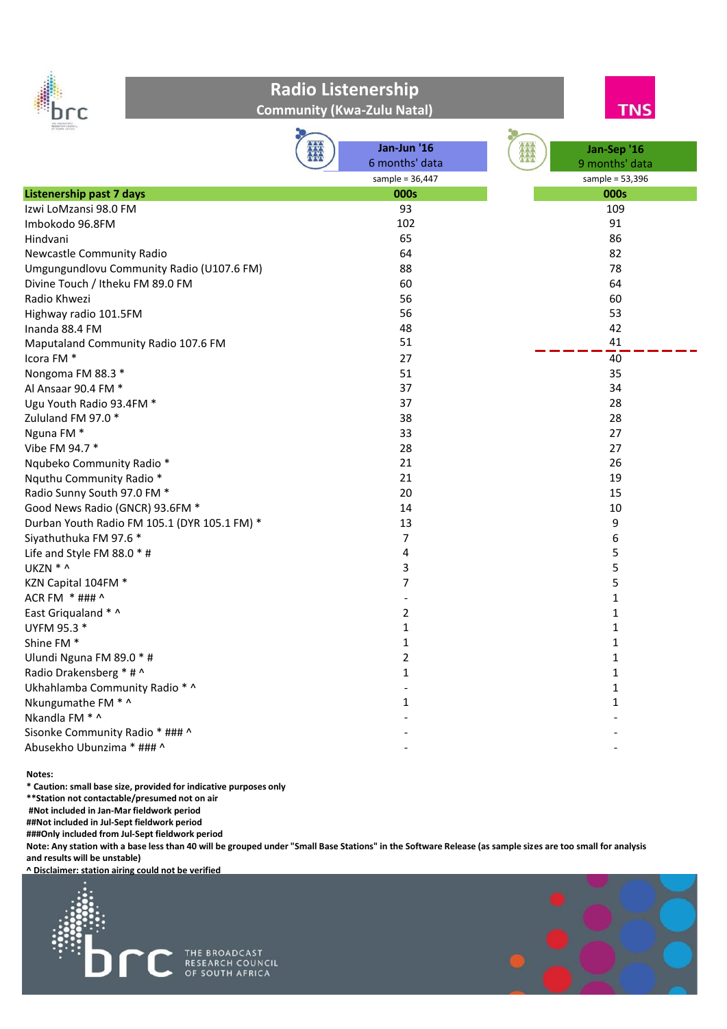# Radio Listenership

## Community (Kwa-Zulu Natal)

| Listenership past 7 days | Jan-Jun '16 6 months' data sample = 36,447 | Jan-Sep '16 9 months' data sample = 53,396 |
|---|---|---|
| | 000s | 000s |
| Izwi LoMzansi 98.0 FM | 93 | 109 |
| Imbokodo 96.8FM | 102 | 91 |
| Hindvani | 65 | 86 |
| Newcastle Community Radio | 64 | 82 |
| Umgungundlovu Community Radio (U107.6 FM) | 88 | 78 |
| Divine Touch / Itheku FM 89.0 FM | 60 | 64 |
| Radio Khwezi | 56 | 60 |
| Highway radio 101.5FM | 56 | 53 |
| Inanda 88.4 FM | 48 | 42 |
| Maputaland Community Radio 107.6 FM | 51 | 41 |
| Icora FM * | 27 | 40 |
| Nongoma FM 88.3 * | 51 | 35 |
| Al Ansaar 90.4 FM * | 37 | 34 |
| Ugu Youth Radio 93.4FM * | 37 | 28 |
| Zululand FM 97.0 * | 38 | 28 |
| Nguna FM * | 33 | 27 |
| Vibe FM 94.7 * | 28 | 27 |
| Nqubeko Community Radio * | 21 | 26 |
| Nquthu Community Radio * | 21 | 19 |
| Radio Sunny South 97.0 FM * | 20 | 15 |
| Good News Radio (GNCR) 93.6FM * | 14 | 10 |
| Durban Youth Radio FM 105.1 (DYR 105.1 FM) * | 13 | 9 |
| Siyathuthuka FM 97.6 * | 7 | 6 |
| Life and Style FM 88.0 * # | 4 | 5 |
| UKZN * ^ | 3 | 5 |
| KZN Capital 104FM * | 7 | 5 |
| ACR FM * ### ^ | - | 1 |
| East Griqualand * ^ | 2 | 1 |
| UYFM 95.3 * | 1 | 1 |
| Shine FM * | 1 | 1 |
| Ulundi Nguna FM 89.0 * # | 2 | 1 |
| Radio Drakensberg * # ^ | 1 | 1 |
| Ukhahlamba Community Radio * ^ | - | 1 |
| Nkungumathe FM * ^ | 1 | 1 |
| Nkandla FM * ^ | - | - |
| Sisonke Community Radio * ### ^ | - | - |
| Abusekho Ubunzima * ### ^ | - | - |

**Notes:**

**\* Caution: small base size, provided for indicative purposes only**

**\*\*Station not contactable/presumed not on air**

**#Not included in Jan-Mar fieldwork period**

**##Not included in Jul-Sept fieldwork period**

**###Only included from Jul-Sept fieldwork period**

**Note: Any station with a base less than 40 will be grouped under "Small Base Stations" in the Software Release (as sample sizes are too small for analysis and results will be unstable)**

**^ Disclaimer: station airing could not be verified**

THE BROADCAST RESEARCH COUNCIL OF SOUTH AFRICA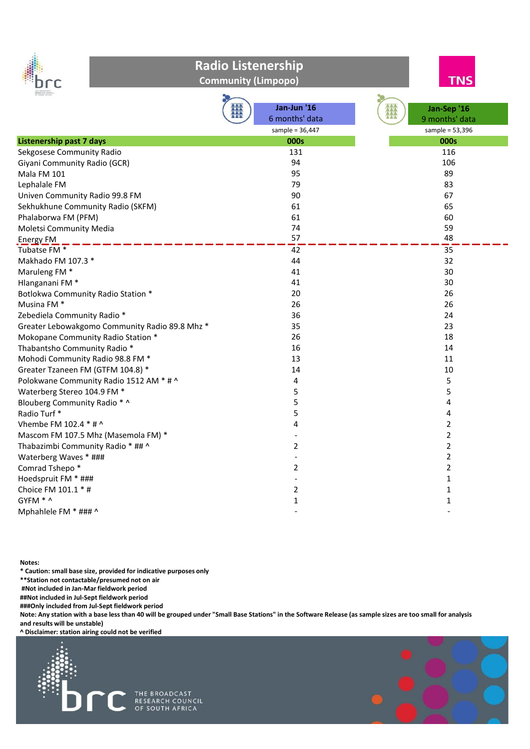# Radio Listenership

## Community (Limpopo)

| Listenership past 7 days | Jan-Jun '16<br>6 months' data<br>sample = 36,447<br>000s | Jan-Sep '16<br>9 months' data<br>sample = 53,396<br>000s |
|---|---|---|
| Sekgosese Community Radio | 131 | 116 |
| Giyani Community Radio (GCR) | 94 | 106 |
| Mala FM 101 | 95 | 89 |
| Lephalale FM | 79 | 83 |
| Univen Community Radio 99.8 FM | 90 | 67 |
| Sekhukhune Community Radio (SKFM) | 61 | 65 |
| Phalaborwa FM (PFM) | 61 | 60 |
| Moletsi Community Media | 74 | 59 |
| Energy FM | 57 | 48 |
| Tubatse FM * | 42 | 35 |
| Makhado FM 107.3 * | 44 | 32 |
| Maruleng FM * | 41 | 30 |
| Hlanganani FM * | 41 | 30 |
| Botlokwa Community Radio Station * | 20 | 26 |
| Musina FM * | 26 | 26 |
| Zebediela Community Radio * | 36 | 24 |
| Greater Lebowakgomo Community Radio 89.8 Mhz * | 35 | 23 |
| Mokopane Community Radio Station * | 26 | 18 |
| Thabantsho Community Radio * | 16 | 14 |
| Mohodi Community Radio 98.8 FM * | 13 | 11 |
| Greater Tzaneen FM (GTFM 104.8) * | 14 | 10 |
| Polokwane Community Radio 1512 AM * # ^ | 4 | 5 |
| Waterberg Stereo 104.9 FM * | 5 | 5 |
| Blouberg Community Radio * ^ | 5 | 4 |
| Radio Turf * | 5 | 4 |
| Vhembe FM 102.4 * # ^ | 4 | 2 |
| Mascom FM 107.5 Mhz (Masemola FM) * | - | 2 |
| Thabazimbi Community Radio * ## ^ | 2 | 2 |
| Waterberg Waves * ### | - | 2 |
| Comrad Tshepo * | 2 | 2 |
| Hoedspruit FM * ### | - | 1 |
| Choice FM 101.1 * # | 2 | 1 |
| GYFM * ^ | 1 | 1 |
| Mphahlele FM * ### ^ | - | - |

**Notes:**

**\* Caution: small base size, provided for indicative purposes only**

**\*\*Station not contactable/presumed not on air**

**#Not included in Jan-Mar fieldwork period**

**##Not included in Jul-Sept fieldwork period**

**###Only included from Jul-Sept fieldwork period**

**Note: Any station with a base less than 40 will be grouped under "Small Base Stations" in the Software Release (as sample sizes are too small for analysis and results will be unstable)**

**^ Disclaimer: station airing could not be verified**

THE BROADCAST RESEARCH COUNCIL OF SOUTH AFRICA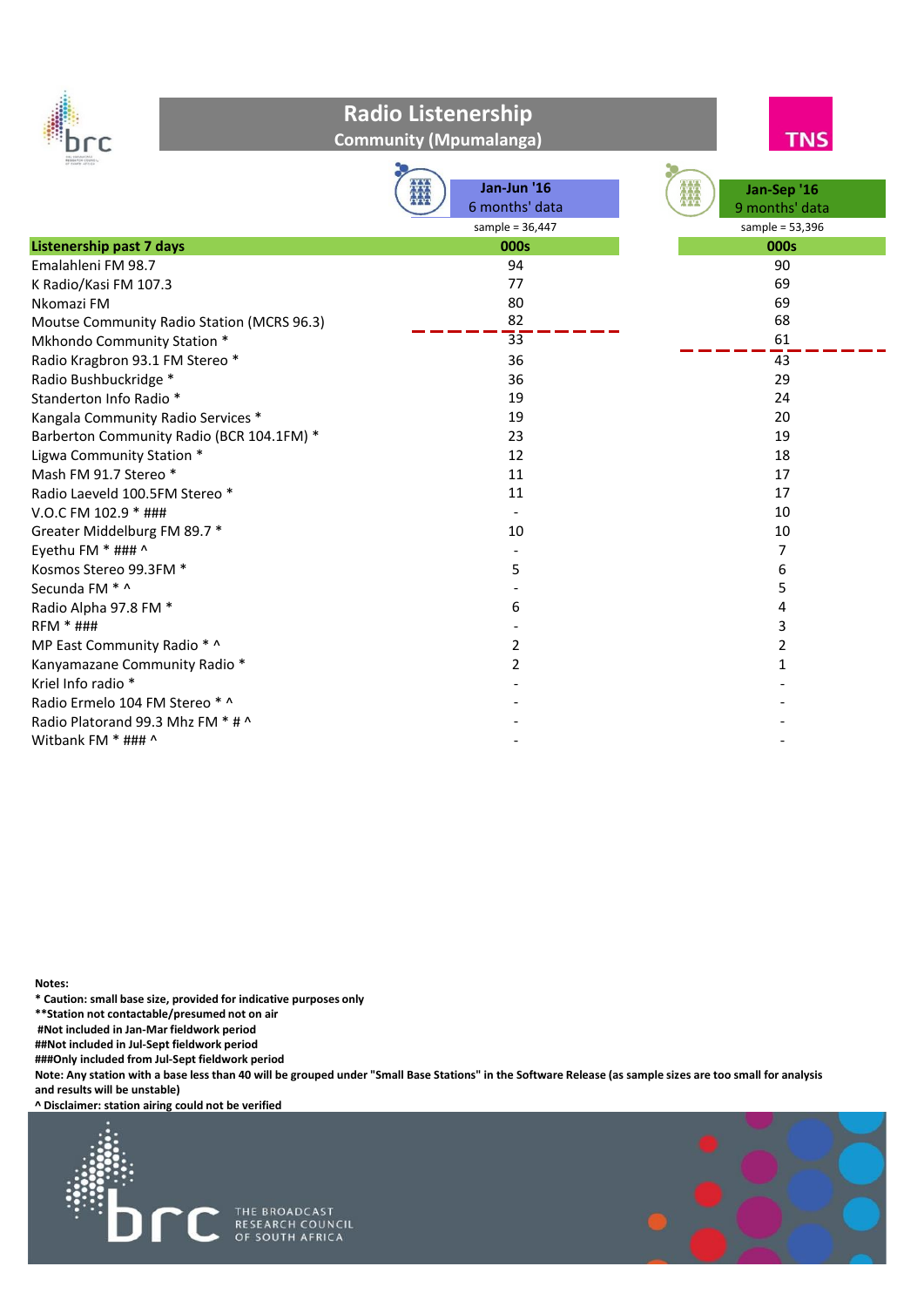# Radio Listenership

## Community (Mpumalanga)

| Listenership past 7 days | Jan-Jun '16 6 months' data (sample = 36,447) 000s | Jan-Sep '16 9 months' data (sample = 53,396) 000s |
|---|---|---|
| Emalahleni FM 98.7 | 94 | 90 |
| K Radio/Kasi FM 107.3 | 77 | 69 |
| Nkomazi FM | 80 | 69 |
| Moutse Community Radio Station (MCRS 96.3) | 82 | 68 |
| Mkhondo Community Station * | 33 | 61 |
| Radio Kragbron 93.1 FM Stereo * | 36 | 43 |
| Radio Bushbuckridge * | 36 | 29 |
| Standerton Info Radio * | 19 | 24 |
| Kangala Community Radio Services * | 19 | 20 |
| Barberton Community Radio (BCR 104.1FM) * | 23 | 19 |
| Ligwa Community Station * | 12 | 18 |
| Mash FM 91.7 Stereo * | 11 | 17 |
| Radio Laeveld 100.5FM Stereo * | 11 | 17 |
| V.O.C FM 102.9 * ### | - | 10 |
| Greater Middelburg FM 89.7 * | 10 | 10 |
| Eyethu FM * ### ^ | - | 7 |
| Kosmos Stereo 99.3FM * | 5 | 6 |
| Secunda FM * ^ | - | 5 |
| Radio Alpha 97.8 FM * | 6 | 4 |
| RFM * ### | - | 3 |
| MP East Community Radio * ^ | 2 | 2 |
| Kanyamazane Community Radio * | 2 | 1 |
| Kriel Info radio * | - | - |
| Radio Ermelo 104 FM Stereo * ^ | - | - |
| Radio Platorand 99.3 Mhz FM * # ^ | - | - |
| Witbank FM * ### ^ | - | - |

**Notes:**

**\* Caution: small base size, provided for indicative purposes only**

**\*\*Station not contactable/presumed not on air**

**#Not included in Jan-Mar fieldwork period**

**##Not included in Jul-Sept fieldwork period**

**###Only included from Jul-Sept fieldwork period**

**Note: Any station with a base less than 40 will be grouped under "Small Base Stations" in the Software Release (as sample sizes are too small for analysis and results will be unstable)**

**^ Disclaimer: station airing could not be verified**

THE BROADCAST RESEARCH COUNCIL OF SOUTH AFRICA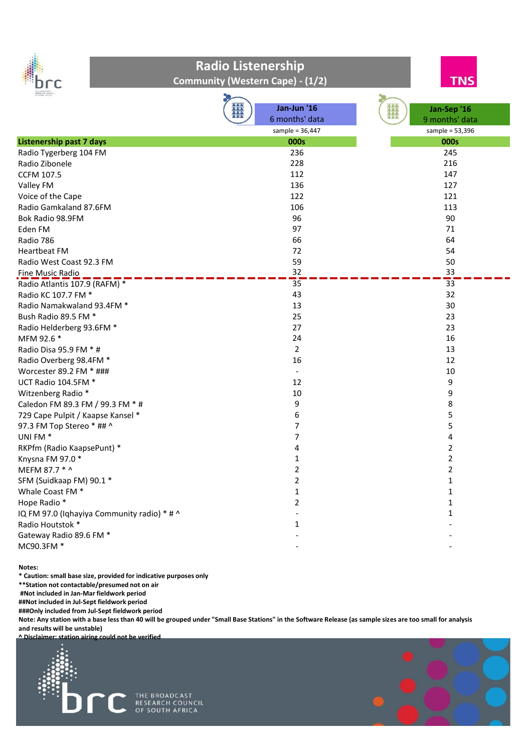# Radio Listenership

## Community (Western Cape) - (1/2)

| Listenership past 7 days | Jan-Jun '16 6 months' data sample = 36,447 | Jan-Sep '16 9 months' data sample = 53,396 |
|---|---|---|
| | 000s | 000s |
| Radio Tygerberg 104 FM | 236 | 245 |
| Radio Zibonele | 228 | 216 |
| CCFM 107.5 | 112 | 147 |
| Valley FM | 136 | 127 |
| Voice of the Cape | 122 | 121 |
| Radio Gamkaland 87.6FM | 106 | 113 |
| Bok Radio 98.9FM | 96 | 90 |
| Eden FM | 97 | 71 |
| Radio 786 | 66 | 64 |
| Heartbeat FM | 72 | 54 |
| Radio West Coast 92.3 FM | 59 | 50 |
| Fine Music Radio | 32 | 33 |
| Radio Atlantis 107.9 (RAFM) * | 35 | 33 |
| Radio KC 107.7 FM * | 43 | 32 |
| Radio Namakwaland 93.4FM * | 13 | 30 |
| Bush Radio 89.5 FM * | 25 | 23 |
| Radio Helderberg 93.6FM * | 27 | 23 |
| MFM 92.6 * | 24 | 16 |
| Radio Disa 95.9 FM * # | 2 | 13 |
| Radio Overberg 98.4FM * | 16 | 12 |
| Worcester 89.2 FM * ### | - | 10 |
| UCT Radio 104.5FM * | 12 | 9 |
| Witzenberg Radio * | 10 | 9 |
| Caledon FM 89.3 FM / 99.3 FM * # | 9 | 8 |
| 729 Cape Pulpit / Kaapse Kansel * | 6 | 5 |
| 97.3 FM Top Stereo * ## ^ | 7 | 5 |
| UNI FM * | 7 | 4 |
| RKPfm (Radio KaapsePunt) * | 4 | 2 |
| Knysna FM 97.0 * | 1 | 2 |
| MEFM 87.7 * ^ | 2 | 2 |
| SFM (Suidkaap FM) 90.1 * | 2 | 1 |
| Whale Coast FM * | 1 | 1 |
| Hope Radio * | 2 | 1 |
| IQ FM 97.0 (Iqhayiya Community radio) * # ^ | - | 1 |
| Radio Houtstok * | 1 | - |
| Gateway Radio 89.6 FM * | - | - |
| MC90.3FM * | - | - |

**Notes:**

**\* Caution: small base size, provided for indicative purposes only**

**\*\*Station not contactable/presumed not on air**

**#Not included in Jan-Mar fieldwork period**

**##Not included in Jul-Sept fieldwork period**

**###Only included from Jul-Sept fieldwork period**

**Note: Any station with a base less than 40 will be grouped under "Small Base Stations" in the Software Release (as sample sizes are too small for analysis and results will be unstable)**

**^ Disclaimer: station airing could not be verified**

THE BROADCAST RESEARCH COUNCIL OF SOUTH AFRICA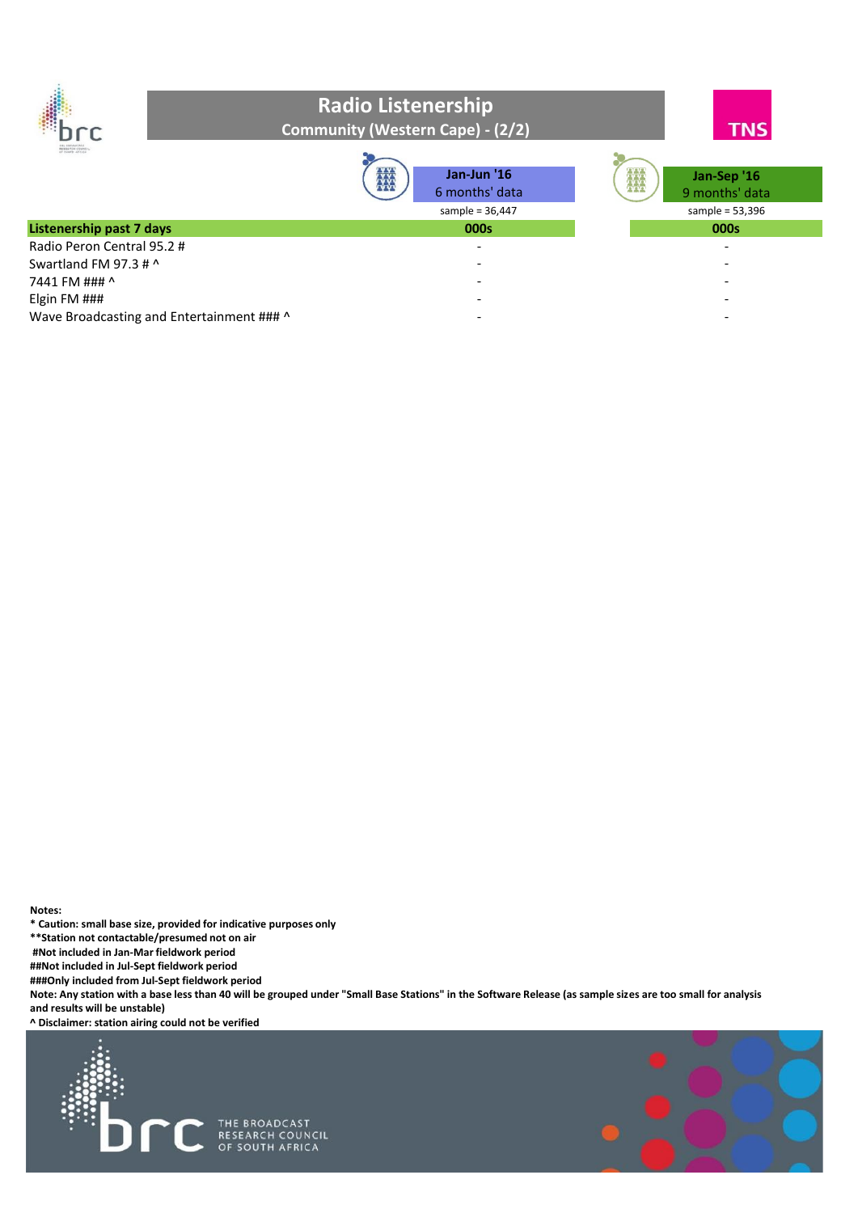# Radio Listenership

## Community (Western Cape) - (2/2)

| | Jan-Jun '16 6 months' data | Jan-Sep '16 9 months' data |
|---|---|---|
| | sample = 36,447 | sample = 53,396 |
| **Listenership past 7 days** | **000s** | **000s** |
| Radio Peron Central 95.2 # | - | - |
| Swartland FM 97.3 # ^ | - | - |
| 7441 FM ### ^ | - | - |
| Elgin FM ### | - | - |
| Wave Broadcasting and Entertainment ### ^ | - | - |

**Notes:**

**\* Caution: small base size, provided for indicative purposes only**

**\*\*Station not contactable/presumed not on air**

**#Not included in Jan-Mar fieldwork period**

**##Not included in Jul-Sept fieldwork period**

**###Only included from Jul-Sept fieldwork period**

**Note: Any station with a base less than 40 will be grouped under "Small Base Stations" in the Software Release (as sample sizes are too small for analysis and results will be unstable)**

**^ Disclaimer: station airing could not be verified**

THE BROADCAST RESEARCH COUNCIL OF SOUTH AFRICA